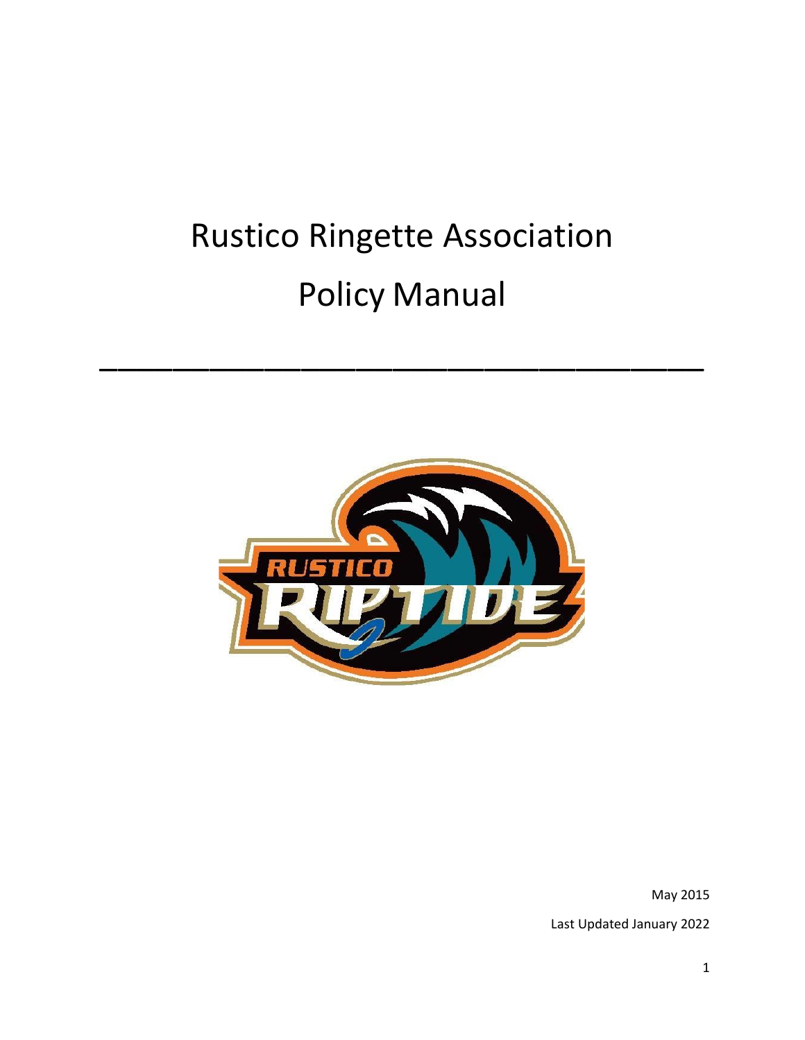# Rustico Ringette Association

# Policy Manual

May 2015

Last Updated January 2022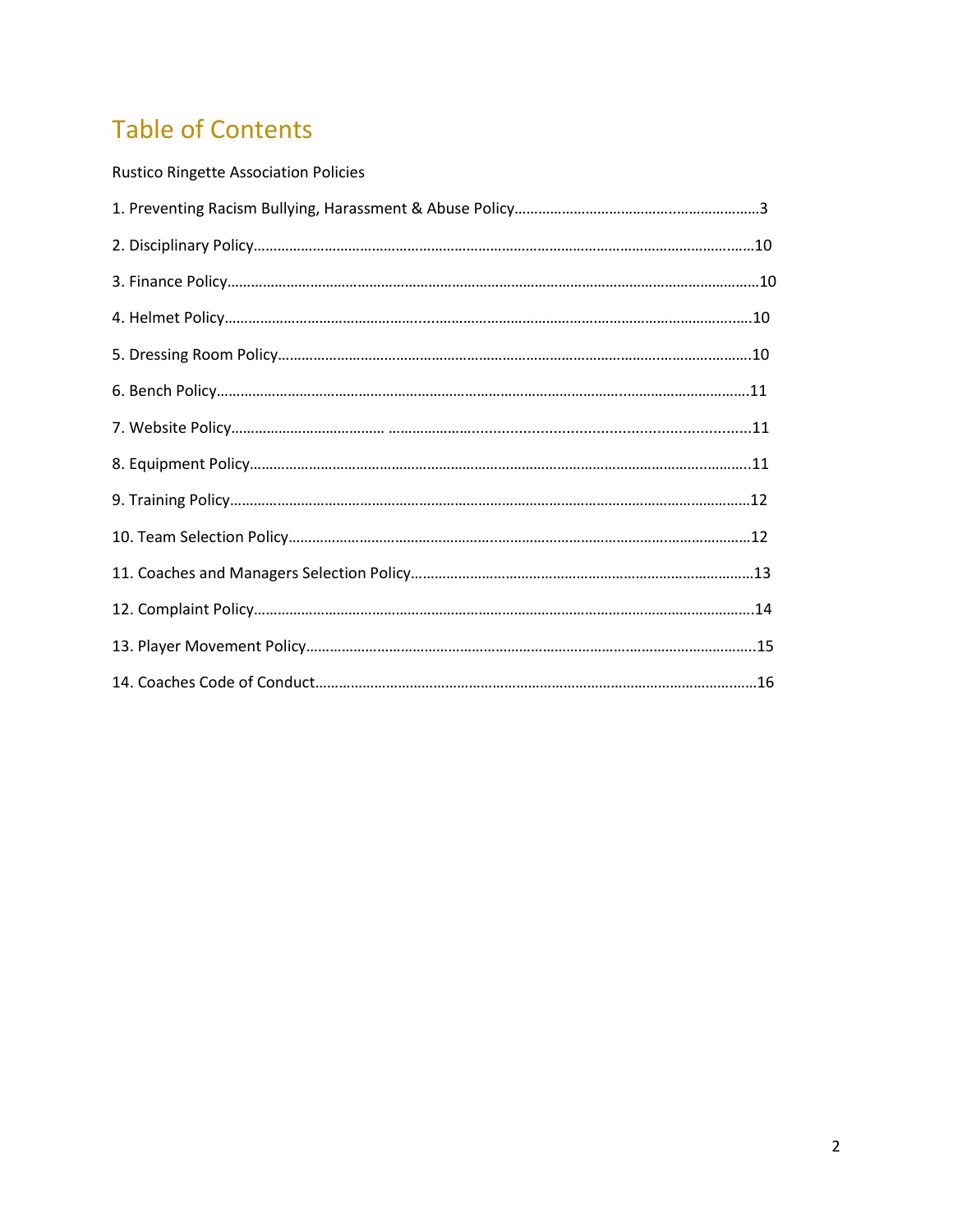# Table of Contents

Rustico Ringette Association Policies

1. Preventing Racism Bullying, Harassment & Abuse Policy……………………………………………………3
2. Disciplinary Policy……………………………………………………………………………………………10
3. Finance Policy………………………………………………………………………………………………10
4. Helmet Policy…………………………………………………………………………………………………10
5. Dressing Room Policy……………………………………………………………………………………10
6. Bench Policy…………………………………………………………………………………………………11
7. Website Policy………………………………………………………………………………………………11
8. Equipment Policy……………………………………………………………………………………………11
9. Training Policy……………………………………………………………………………………………12
10. Team Selection Policy……………………………………………………………………………………12
11. Coaches and Managers Selection Policy………………………………………………………………13
12. Complaint Policy…………………………………………………………………………………………14
13. Player Movement Policy…………………………………………………………………………………15
14. Coaches Code of Conduct………………………………………………………………………………16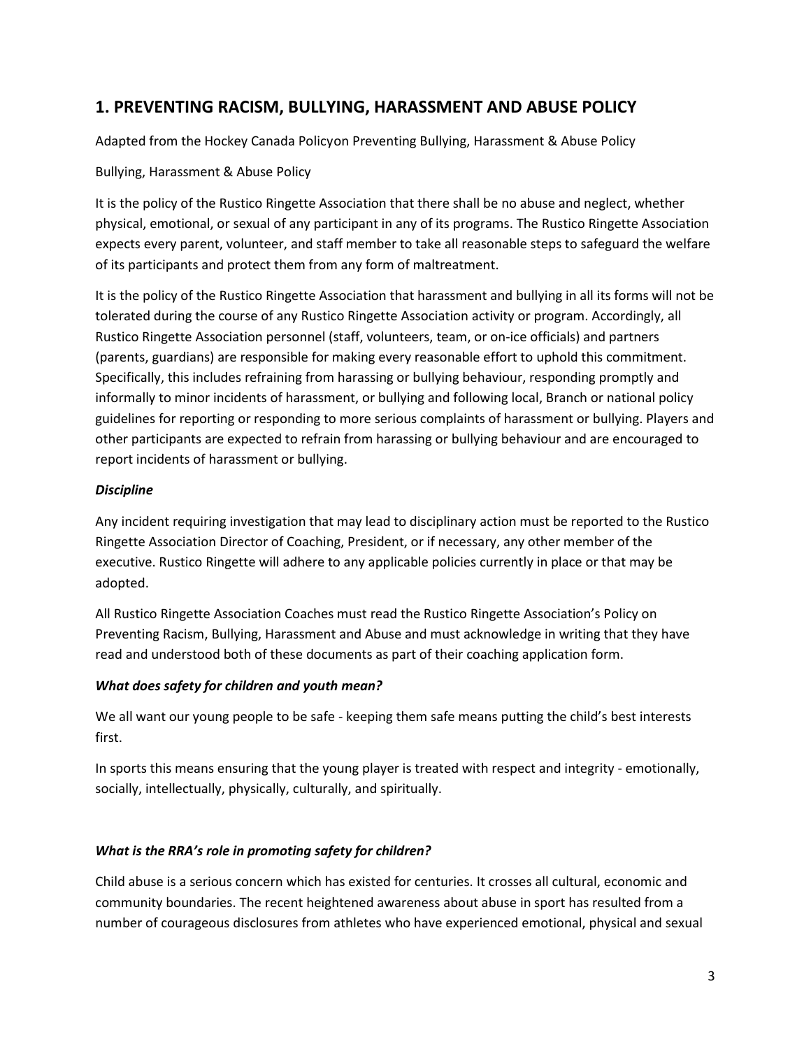## 1. PREVENTING RACISM, BULLYING, HARASSMENT AND ABUSE POLICY

Adapted from the Hockey Canada Policyon Preventing Bullying, Harassment & Abuse Policy

Bullying, Harassment & Abuse Policy

It is the policy of the Rustico Ringette Association that there shall be no abuse and neglect, whether physical, emotional, or sexual of any participant in any of its programs. The Rustico Ringette Association expects every parent, volunteer, and staff member to take all reasonable steps to safeguard the welfare of its participants and protect them from any form of maltreatment.

It is the policy of the Rustico Ringette Association that harassment and bullying in all its forms will not be tolerated during the course of any Rustico Ringette Association activity or program. Accordingly, all Rustico Ringette Association personnel (staff, volunteers, team, or on-ice officials) and partners (parents, guardians) are responsible for making every reasonable effort to uphold this commitment. Specifically, this includes refraining from harassing or bullying behaviour, responding promptly and informally to minor incidents of harassment, or bullying and following local, Branch or national policy guidelines for reporting or responding to more serious complaints of harassment or bullying. Players and other participants are expected to refrain from harassing or bullying behaviour and are encouraged to report incidents of harassment or bullying.

***Discipline***

Any incident requiring investigation that may lead to disciplinary action must be reported to the Rustico Ringette Association Director of Coaching, President, or if necessary, any other member of the executive. Rustico Ringette will adhere to any applicable policies currently in place or that may be adopted.

All Rustico Ringette Association Coaches must read the Rustico Ringette Association's Policy on Preventing Racism, Bullying, Harassment and Abuse and must acknowledge in writing that they have read and understood both of these documents as part of their coaching application form.

***What does safety for children and youth mean?***

We all want our young people to be safe - keeping them safe means putting the child's best interests first.

In sports this means ensuring that the young player is treated with respect and integrity - emotionally, socially, intellectually, physically, culturally, and spiritually.

***What is the RRA's role in promoting safety for children?***

Child abuse is a serious concern which has existed for centuries. It crosses all cultural, economic and community boundaries. The recent heightened awareness about abuse in sport has resulted from a number of courageous disclosures from athletes who have experienced emotional, physical and sexual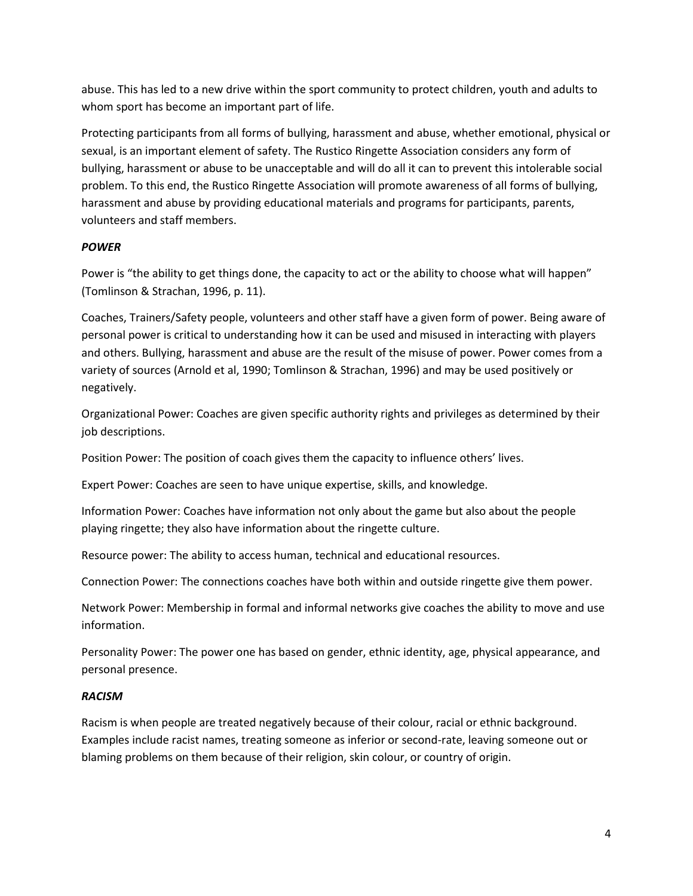abuse. This has led to a new drive within the sport community to protect children, youth and adults to whom sport has become an important part of life.

Protecting participants from all forms of bullying, harassment and abuse, whether emotional, physical or sexual, is an important element of safety. The Rustico Ringette Association considers any form of bullying, harassment or abuse to be unacceptable and will do all it can to prevent this intolerable social problem. To this end, the Rustico Ringette Association will promote awareness of all forms of bullying, harassment and abuse by providing educational materials and programs for participants, parents, volunteers and staff members.

### *POWER*

Power is "the ability to get things done, the capacity to act or the ability to choose what will happen" (Tomlinson & Strachan, 1996, p. 11).

Coaches, Trainers/Safety people, volunteers and other staff have a given form of power. Being aware of personal power is critical to understanding how it can be used and misused in interacting with players and others. Bullying, harassment and abuse are the result of the misuse of power. Power comes from a variety of sources (Arnold et al, 1990; Tomlinson & Strachan, 1996) and may be used positively or negatively.

Organizational Power: Coaches are given specific authority rights and privileges as determined by their job descriptions.

Position Power: The position of coach gives them the capacity to influence others' lives.

Expert Power: Coaches are seen to have unique expertise, skills, and knowledge.

Information Power: Coaches have information not only about the game but also about the people playing ringette; they also have information about the ringette culture.

Resource power: The ability to access human, technical and educational resources.

Connection Power: The connections coaches have both within and outside ringette give them power.

Network Power: Membership in formal and informal networks give coaches the ability to move and use information.

Personality Power: The power one has based on gender, ethnic identity, age, physical appearance, and personal presence.

### *RACISM*

Racism is when people are treated negatively because of their colour, racial or ethnic background. Examples include racist names, treating someone as inferior or second-rate, leaving someone out or blaming problems on them because of their religion, skin colour, or country of origin.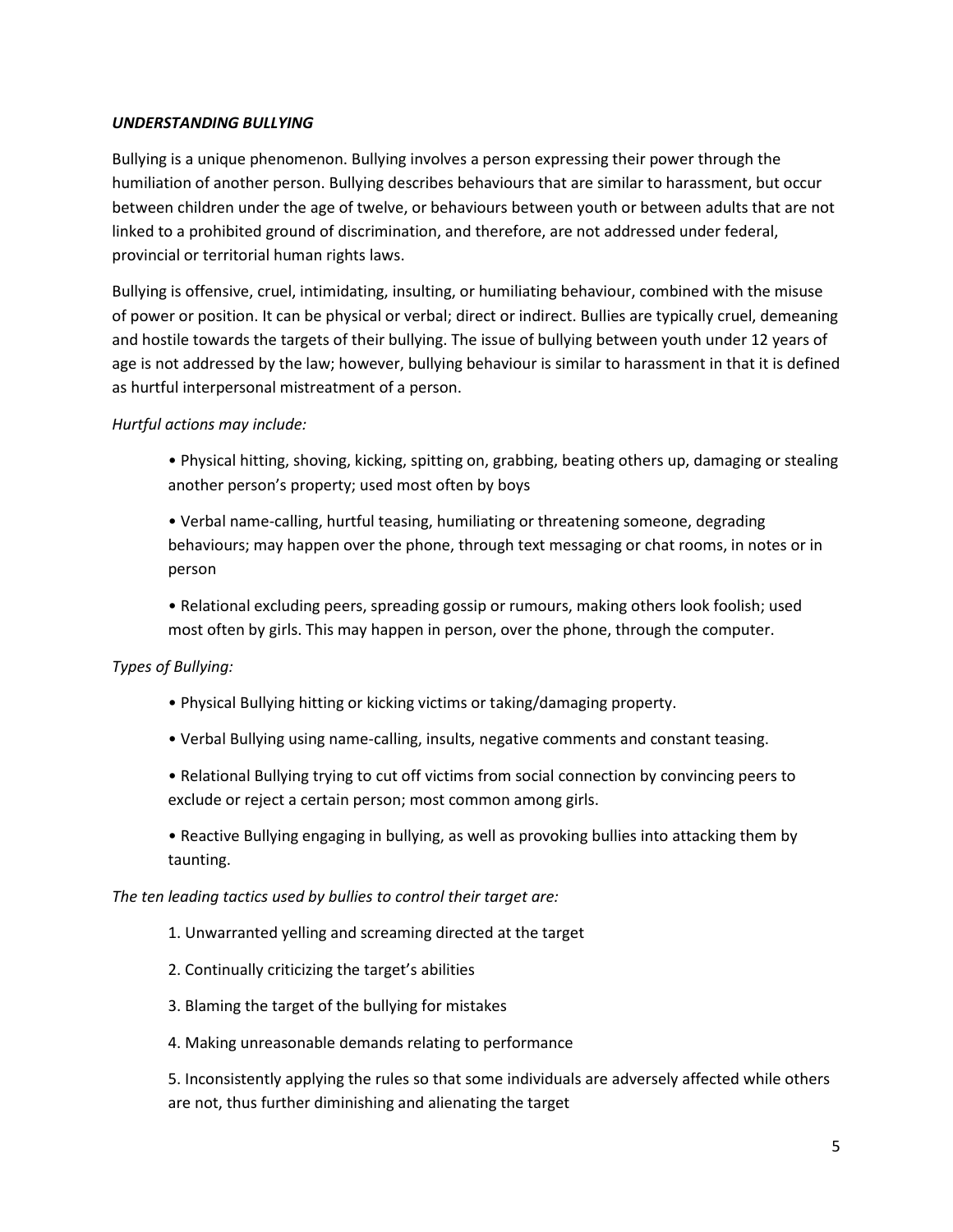***UNDERSTANDING BULLYING***

Bullying is a unique phenomenon. Bullying involves a person expressing their power through the humiliation of another person. Bullying describes behaviours that are similar to harassment, but occur between children under the age of twelve, or behaviours between youth or between adults that are not linked to a prohibited ground of discrimination, and therefore, are not addressed under federal, provincial or territorial human rights laws.

Bullying is offensive, cruel, intimidating, insulting, or humiliating behaviour, combined with the misuse of power or position. It can be physical or verbal; direct or indirect. Bullies are typically cruel, demeaning and hostile towards the targets of their bullying. The issue of bullying between youth under 12 years of age is not addressed by the law; however, bullying behaviour is similar to harassment in that it is defined as hurtful interpersonal mistreatment of a person.

*Hurtful actions may include:*

- Physical hitting, shoving, kicking, spitting on, grabbing, beating others up, damaging or stealing another person's property; used most often by boys
- Verbal name-calling, hurtful teasing, humiliating or threatening someone, degrading behaviours; may happen over the phone, through text messaging or chat rooms, in notes or in person
- Relational excluding peers, spreading gossip or rumours, making others look foolish; used most often by girls. This may happen in person, over the phone, through the computer.

*Types of Bullying:*

- Physical Bullying hitting or kicking victims or taking/damaging property.
- Verbal Bullying using name-calling, insults, negative comments and constant teasing.
- Relational Bullying trying to cut off victims from social connection by convincing peers to exclude or reject a certain person; most common among girls.
- Reactive Bullying engaging in bullying, as well as provoking bullies into attacking them by taunting.

*The ten leading tactics used by bullies to control their target are:*

1. Unwarranted yelling and screaming directed at the target
2. Continually criticizing the target's abilities
3. Blaming the target of the bullying for mistakes
4. Making unreasonable demands relating to performance
5. Inconsistently applying the rules so that some individuals are adversely affected while others are not, thus further diminishing and alienating the target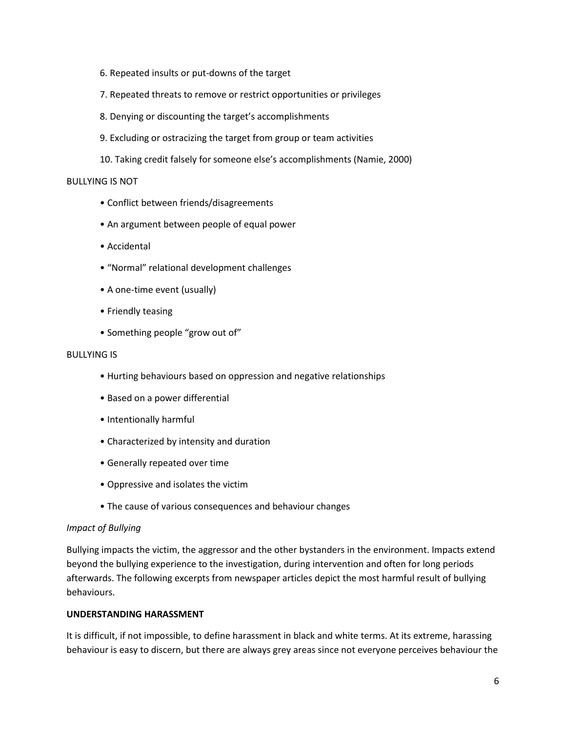6. Repeated insults or put-downs of the target
7. Repeated threats to remove or restrict opportunities or privileges
8. Denying or discounting the target's accomplishments
9. Excluding or ostracizing the target from group or team activities
10. Taking credit falsely for someone else's accomplishments (Namie, 2000)

BULLYING IS NOT

- Conflict between friends/disagreements
- An argument between people of equal power
- Accidental
- "Normal" relational development challenges
- A one-time event (usually)
- Friendly teasing
- Something people "grow out of"

BULLYING IS

- Hurting behaviours based on oppression and negative relationships
- Based on a power differential
- Intentionally harmful
- Characterized by intensity and duration
- Generally repeated over time
- Oppressive and isolates the victim
- The cause of various consequences and behaviour changes

*Impact of Bullying*

Bullying impacts the victim, the aggressor and the other bystanders in the environment. Impacts extend beyond the bullying experience to the investigation, during intervention and often for long periods afterwards. The following excerpts from newspaper articles depict the most harmful result of bullying behaviours.

**UNDERSTANDING HARASSMENT**

It is difficult, if not impossible, to define harassment in black and white terms. At its extreme, harassing behaviour is easy to discern, but there are always grey areas since not everyone perceives behaviour the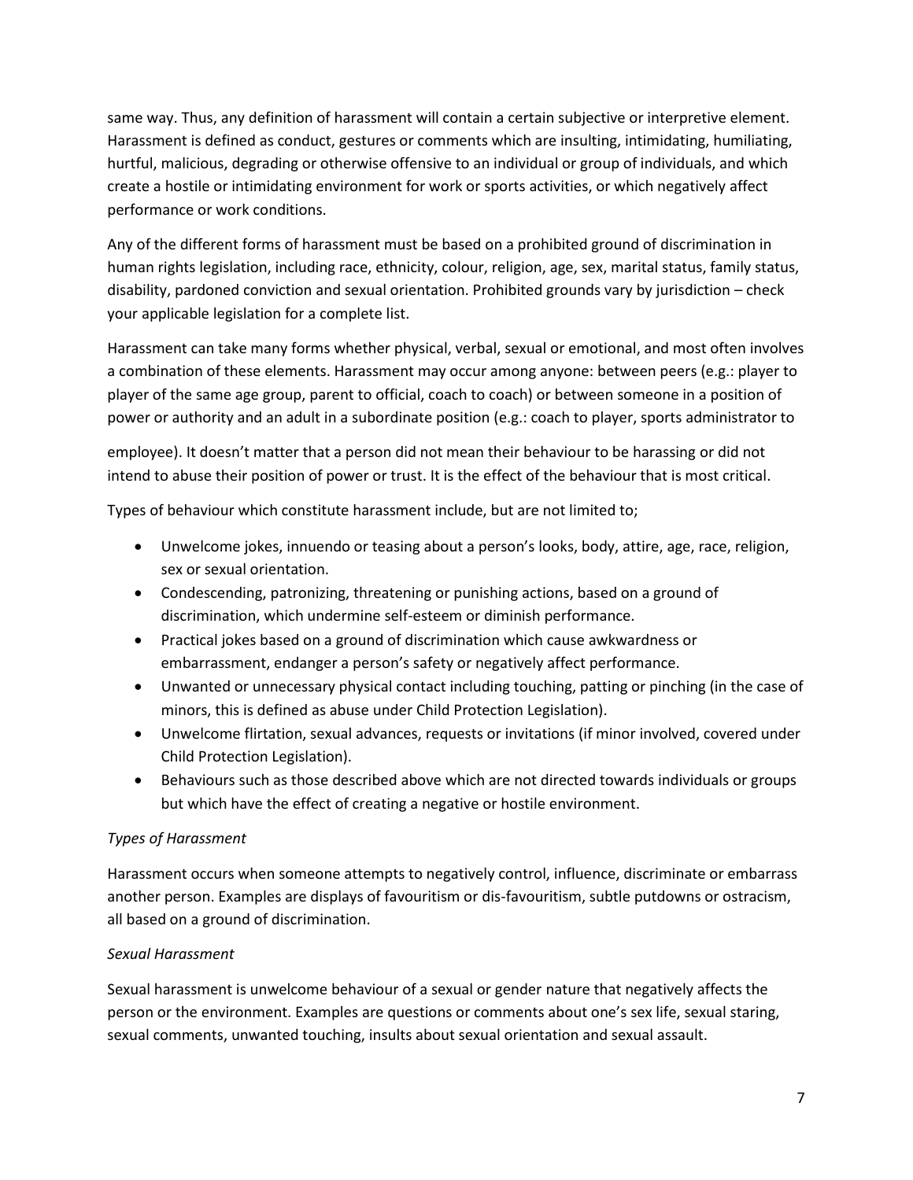same way. Thus, any definition of harassment will contain a certain subjective or interpretive element. Harassment is defined as conduct, gestures or comments which are insulting, intimidating, humiliating, hurtful, malicious, degrading or otherwise offensive to an individual or group of individuals, and which create a hostile or intimidating environment for work or sports activities, or which negatively affect performance or work conditions.

Any of the different forms of harassment must be based on a prohibited ground of discrimination in human rights legislation, including race, ethnicity, colour, religion, age, sex, marital status, family status, disability, pardoned conviction and sexual orientation. Prohibited grounds vary by jurisdiction – check your applicable legislation for a complete list.

Harassment can take many forms whether physical, verbal, sexual or emotional, and most often involves a combination of these elements. Harassment may occur among anyone: between peers (e.g.: player to player of the same age group, parent to official, coach to coach) or between someone in a position of power or authority and an adult in a subordinate position (e.g.: coach to player, sports administrator to employee). It doesn't matter that a person did not mean their behaviour to be harassing or did not intend to abuse their position of power or trust. It is the effect of the behaviour that is most critical.

Types of behaviour which constitute harassment include, but are not limited to;

- Unwelcome jokes, innuendo or teasing about a person's looks, body, attire, age, race, religion, sex or sexual orientation.
- Condescending, patronizing, threatening or punishing actions, based on a ground of discrimination, which undermine self-esteem or diminish performance.
- Practical jokes based on a ground of discrimination which cause awkwardness or embarrassment, endanger a person's safety or negatively affect performance.
- Unwanted or unnecessary physical contact including touching, patting or pinching (in the case of minors, this is defined as abuse under Child Protection Legislation).
- Unwelcome flirtation, sexual advances, requests or invitations (if minor involved, covered under Child Protection Legislation).
- Behaviours such as those described above which are not directed towards individuals or groups but which have the effect of creating a negative or hostile environment.

*Types of Harassment*

Harassment occurs when someone attempts to negatively control, influence, discriminate or embarrass another person. Examples are displays of favouritism or dis-favouritism, subtle putdowns or ostracism, all based on a ground of discrimination.

*Sexual Harassment*

Sexual harassment is unwelcome behaviour of a sexual or gender nature that negatively affects the person or the environment. Examples are questions or comments about one's sex life, sexual staring, sexual comments, unwanted touching, insults about sexual orientation and sexual assault.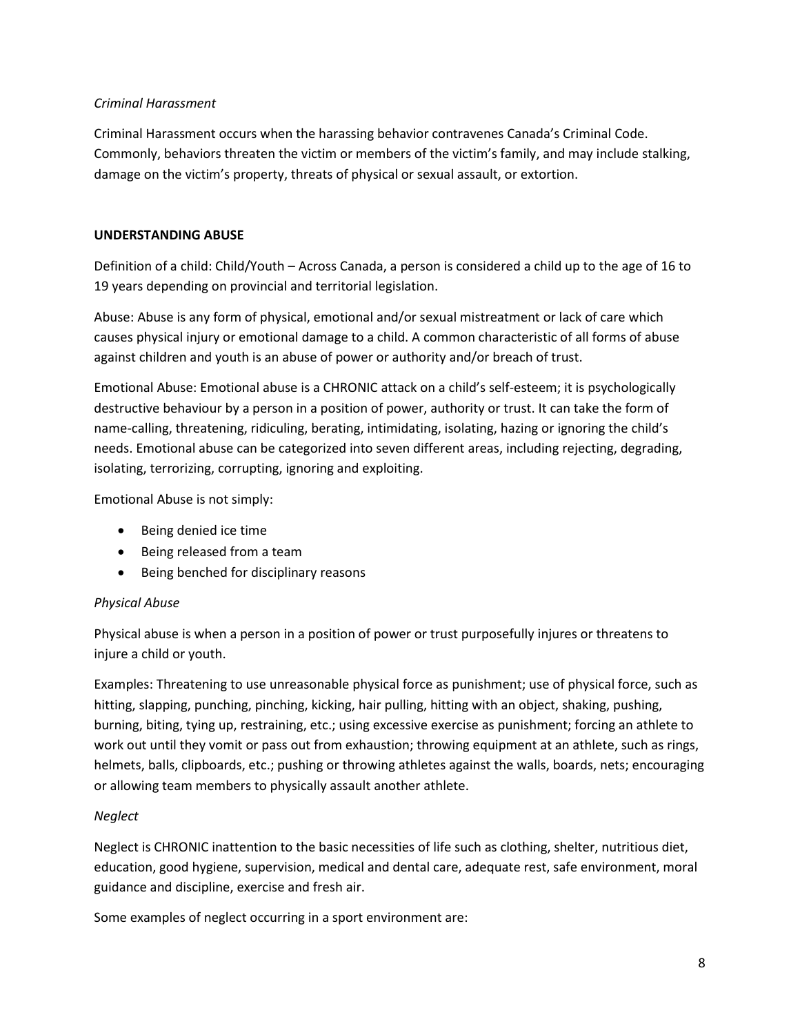*Criminal Harassment*

Criminal Harassment occurs when the harassing behavior contravenes Canada's Criminal Code. Commonly, behaviors threaten the victim or members of the victim's family, and may include stalking, damage on the victim's property, threats of physical or sexual assault, or extortion.

**UNDERSTANDING ABUSE**

Definition of a child: Child/Youth – Across Canada, a person is considered a child up to the age of 16 to 19 years depending on provincial and territorial legislation.

Abuse: Abuse is any form of physical, emotional and/or sexual mistreatment or lack of care which causes physical injury or emotional damage to a child. A common characteristic of all forms of abuse against children and youth is an abuse of power or authority and/or breach of trust.

Emotional Abuse: Emotional abuse is a CHRONIC attack on a child's self-esteem; it is psychologically destructive behaviour by a person in a position of power, authority or trust. It can take the form of name-calling, threatening, ridiculing, berating, intimidating, isolating, hazing or ignoring the child's needs. Emotional abuse can be categorized into seven different areas, including rejecting, degrading, isolating, terrorizing, corrupting, ignoring and exploiting.

Emotional Abuse is not simply:

- Being denied ice time
- Being released from a team
- Being benched for disciplinary reasons

*Physical Abuse*

Physical abuse is when a person in a position of power or trust purposefully injures or threatens to injure a child or youth.

Examples: Threatening to use unreasonable physical force as punishment; use of physical force, such as hitting, slapping, punching, pinching, kicking, hair pulling, hitting with an object, shaking, pushing, burning, biting, tying up, restraining, etc.; using excessive exercise as punishment; forcing an athlete to work out until they vomit or pass out from exhaustion; throwing equipment at an athlete, such as rings, helmets, balls, clipboards, etc.; pushing or throwing athletes against the walls, boards, nets; encouraging or allowing team members to physically assault another athlete.

*Neglect*

Neglect is CHRONIC inattention to the basic necessities of life such as clothing, shelter, nutritious diet, education, good hygiene, supervision, medical and dental care, adequate rest, safe environment, moral guidance and discipline, exercise and fresh air.

Some examples of neglect occurring in a sport environment are: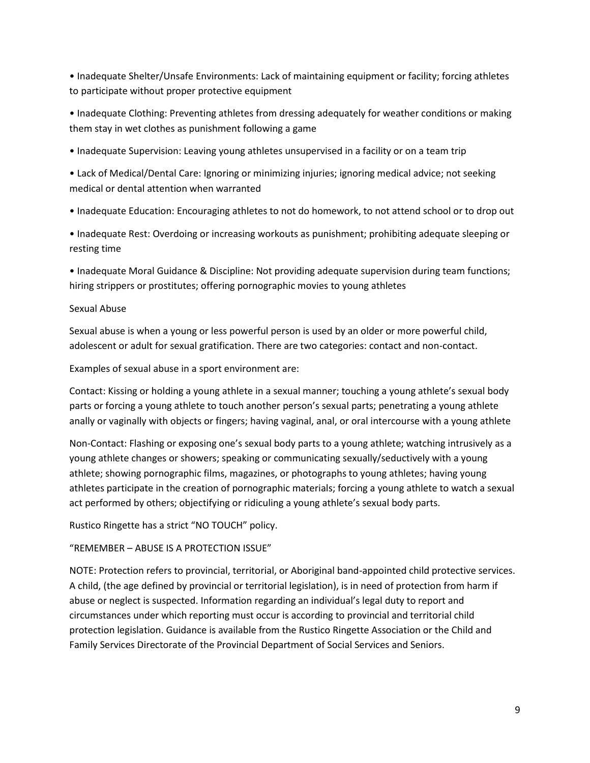- Inadequate Shelter/Unsafe Environments: Lack of maintaining equipment or facility; forcing athletes to participate without proper protective equipment
- Inadequate Clothing: Preventing athletes from dressing adequately for weather conditions or making them stay in wet clothes as punishment following a game
- Inadequate Supervision: Leaving young athletes unsupervised in a facility or on a team trip
- Lack of Medical/Dental Care: Ignoring or minimizing injuries; ignoring medical advice; not seeking medical or dental attention when warranted
- Inadequate Education: Encouraging athletes to not do homework, to not attend school or to drop out
- Inadequate Rest: Overdoing or increasing workouts as punishment; prohibiting adequate sleeping or resting time
- Inadequate Moral Guidance & Discipline: Not providing adequate supervision during team functions; hiring strippers or prostitutes; offering pornographic movies to young athletes

Sexual Abuse

Sexual abuse is when a young or less powerful person is used by an older or more powerful child, adolescent or adult for sexual gratification. There are two categories: contact and non-contact.

Examples of sexual abuse in a sport environment are:

Contact: Kissing or holding a young athlete in a sexual manner; touching a young athlete's sexual body parts or forcing a young athlete to touch another person's sexual parts; penetrating a young athlete anally or vaginally with objects or fingers; having vaginal, anal, or oral intercourse with a young athlete

Non-Contact: Flashing or exposing one's sexual body parts to a young athlete; watching intrusively as a young athlete changes or showers; speaking or communicating sexually/seductively with a young athlete; showing pornographic films, magazines, or photographs to young athletes; having young athletes participate in the creation of pornographic materials; forcing a young athlete to watch a sexual act performed by others; objectifying or ridiculing a young athlete's sexual body parts.

Rustico Ringette has a strict "NO TOUCH" policy.

"REMEMBER – ABUSE IS A PROTECTION ISSUE"

NOTE: Protection refers to provincial, territorial, or Aboriginal band-appointed child protective services. A child, (the age defined by provincial or territorial legislation), is in need of protection from harm if abuse or neglect is suspected. Information regarding an individual's legal duty to report and circumstances under which reporting must occur is according to provincial and territorial child protection legislation. Guidance is available from the Rustico Ringette Association or the Child and Family Services Directorate of the Provincial Department of Social Services and Seniors.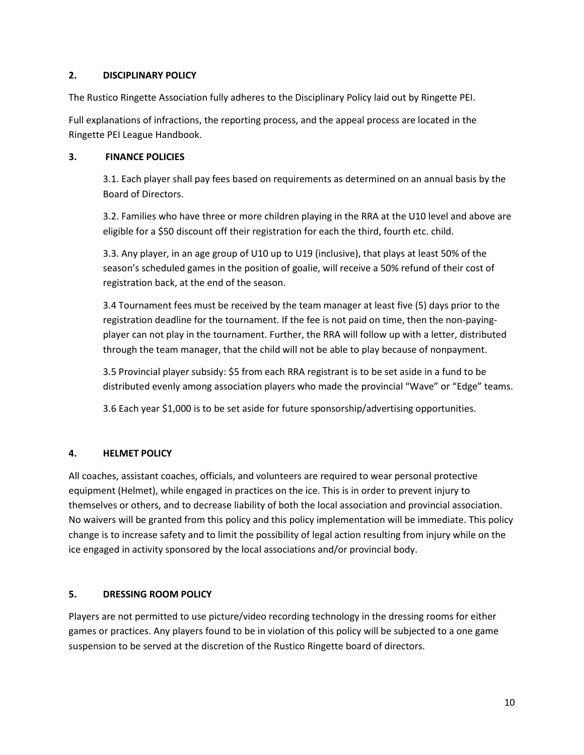## 2. DISCIPLINARY POLICY

The Rustico Ringette Association fully adheres to the Disciplinary Policy laid out by Ringette PEI.

Full explanations of infractions, the reporting process, and the appeal process are located in the Ringette PEI League Handbook.

## 3. FINANCE POLICIES

3.1. Each player shall pay fees based on requirements as determined on an annual basis by the Board of Directors.

3.2. Families who have three or more children playing in the RRA at the U10 level and above are eligible for a $50 discount off their registration for each the third, fourth etc. child.

3.3. Any player, in an age group of U10 up to U19 (inclusive), that plays at least 50% of the season's scheduled games in the position of goalie, will receive a 50% refund of their cost of registration back, at the end of the season.

3.4 Tournament fees must be received by the team manager at least five (5) days prior to the registration deadline for the tournament. If the fee is not paid on time, then the non-paying-player can not play in the tournament. Further, the RRA will follow up with a letter, distributed through the team manager, that the child will not be able to play because of nonpayment.

3.5 Provincial player subsidy: $5 from each RRA registrant is to be set aside in a fund to be distributed evenly among association players who made the provincial "Wave" or "Edge" teams.

3.6 Each year $1,000 is to be set aside for future sponsorship/advertising opportunities.

## 4. HELMET POLICY

All coaches, assistant coaches, officials, and volunteers are required to wear personal protective equipment (Helmet), while engaged in practices on the ice. This is in order to prevent injury to themselves or others, and to decrease liability of both the local association and provincial association. No waivers will be granted from this policy and this policy implementation will be immediate. This policy change is to increase safety and to limit the possibility of legal action resulting from injury while on the ice engaged in activity sponsored by the local associations and/or provincial body.

## 5. DRESSING ROOM POLICY

Players are not permitted to use picture/video recording technology in the dressing rooms for either games or practices. Any players found to be in violation of this policy will be subjected to a one game suspension to be served at the discretion of the Rustico Ringette board of directors.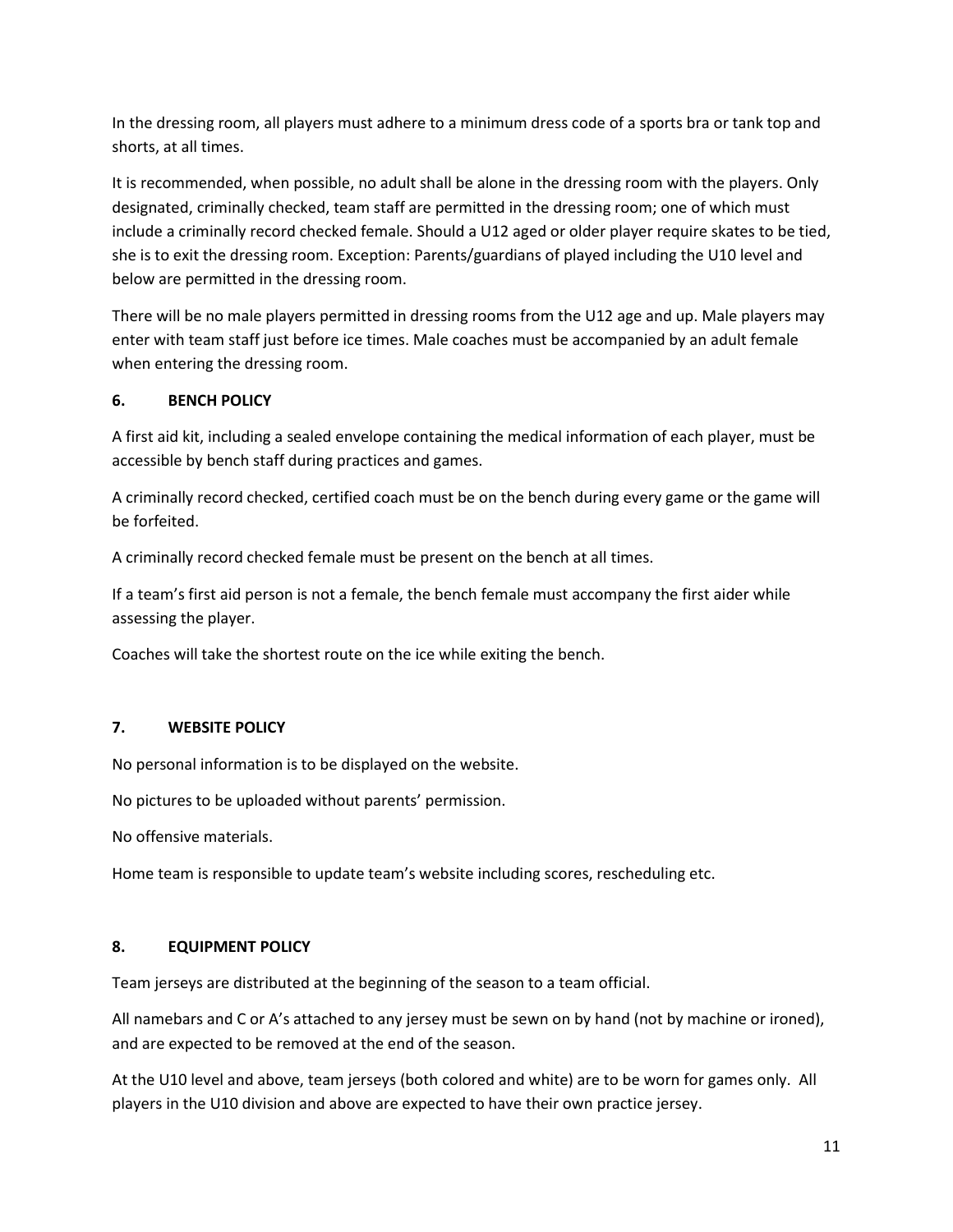In the dressing room, all players must adhere to a minimum dress code of a sports bra or tank top and shorts, at all times.

It is recommended, when possible, no adult shall be alone in the dressing room with the players. Only designated, criminally checked, team staff are permitted in the dressing room; one of which must include a criminally record checked female. Should a U12 aged or older player require skates to be tied, she is to exit the dressing room. Exception: Parents/guardians of played including the U10 level and below are permitted in the dressing room.

There will be no male players permitted in dressing rooms from the U12 age and up. Male players may enter with team staff just before ice times. Male coaches must be accompanied by an adult female when entering the dressing room.

## 6. BENCH POLICY

A first aid kit, including a sealed envelope containing the medical information of each player, must be accessible by bench staff during practices and games.

A criminally record checked, certified coach must be on the bench during every game or the game will be forfeited.

A criminally record checked female must be present on the bench at all times.

If a team's first aid person is not a female, the bench female must accompany the first aider while assessing the player.

Coaches will take the shortest route on the ice while exiting the bench.

## 7. WEBSITE POLICY

No personal information is to be displayed on the website.

No pictures to be uploaded without parents' permission.

No offensive materials.

Home team is responsible to update team's website including scores, rescheduling etc.

## 8. EQUIPMENT POLICY

Team jerseys are distributed at the beginning of the season to a team official.

All namebars and C or A's attached to any jersey must be sewn on by hand (not by machine or ironed), and are expected to be removed at the end of the season.

At the U10 level and above, team jerseys (both colored and white) are to be worn for games only. All players in the U10 division and above are expected to have their own practice jersey.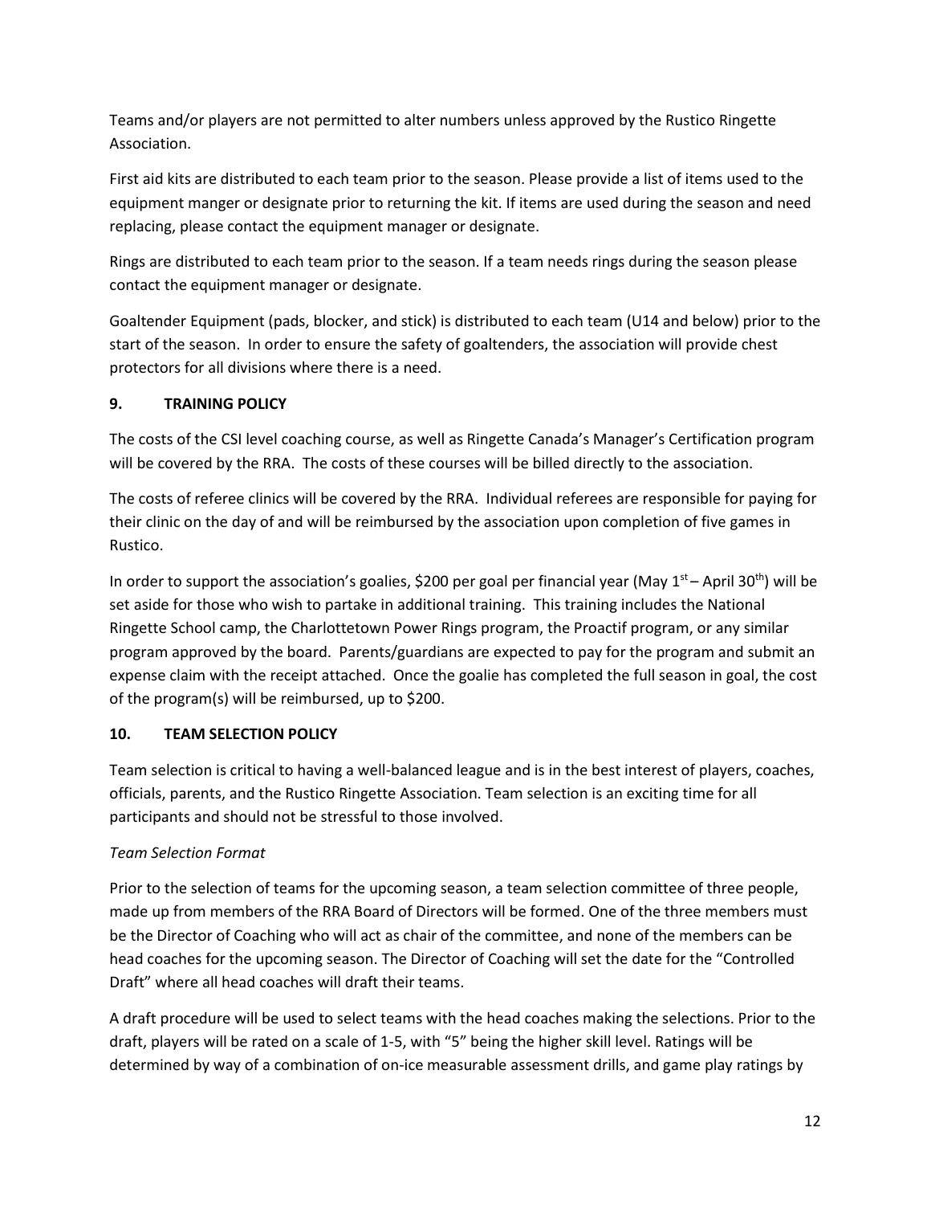Teams and/or players are not permitted to alter numbers unless approved by the Rustico Ringette Association.

First aid kits are distributed to each team prior to the season. Please provide a list of items used to the equipment manger or designate prior to returning the kit. If items are used during the season and need replacing, please contact the equipment manager or designate.

Rings are distributed to each team prior to the season. If a team needs rings during the season please contact the equipment manager or designate.

Goaltender Equipment (pads, blocker, and stick) is distributed to each team (U14 and below) prior to the start of the season. In order to ensure the safety of goaltenders, the association will provide chest protectors for all divisions where there is a need.

## 9. TRAINING POLICY

The costs of the CSI level coaching course, as well as Ringette Canada's Manager's Certification program will be covered by the RRA. The costs of these courses will be billed directly to the association.

The costs of referee clinics will be covered by the RRA. Individual referees are responsible for paying for their clinic on the day of and will be reimbursed by the association upon completion of five games in Rustico.

In order to support the association's goalies, $200 per goal per financial year (May 1st – April 30th) will be set aside for those who wish to partake in additional training. This training includes the National Ringette School camp, the Charlottetown Power Rings program, the Proactif program, or any similar program approved by the board. Parents/guardians are expected to pay for the program and submit an expense claim with the receipt attached. Once the goalie has completed the full season in goal, the cost of the program(s) will be reimbursed, up to $200.

## 10. TEAM SELECTION POLICY

Team selection is critical to having a well-balanced league and is in the best interest of players, coaches, officials, parents, and the Rustico Ringette Association. Team selection is an exciting time for all participants and should not be stressful to those involved.

*Team Selection Format*

Prior to the selection of teams for the upcoming season, a team selection committee of three people, made up from members of the RRA Board of Directors will be formed. One of the three members must be the Director of Coaching who will act as chair of the committee, and none of the members can be head coaches for the upcoming season. The Director of Coaching will set the date for the "Controlled Draft" where all head coaches will draft their teams.

A draft procedure will be used to select teams with the head coaches making the selections. Prior to the draft, players will be rated on a scale of 1-5, with "5" being the higher skill level. Ratings will be determined by way of a combination of on-ice measurable assessment drills, and game play ratings by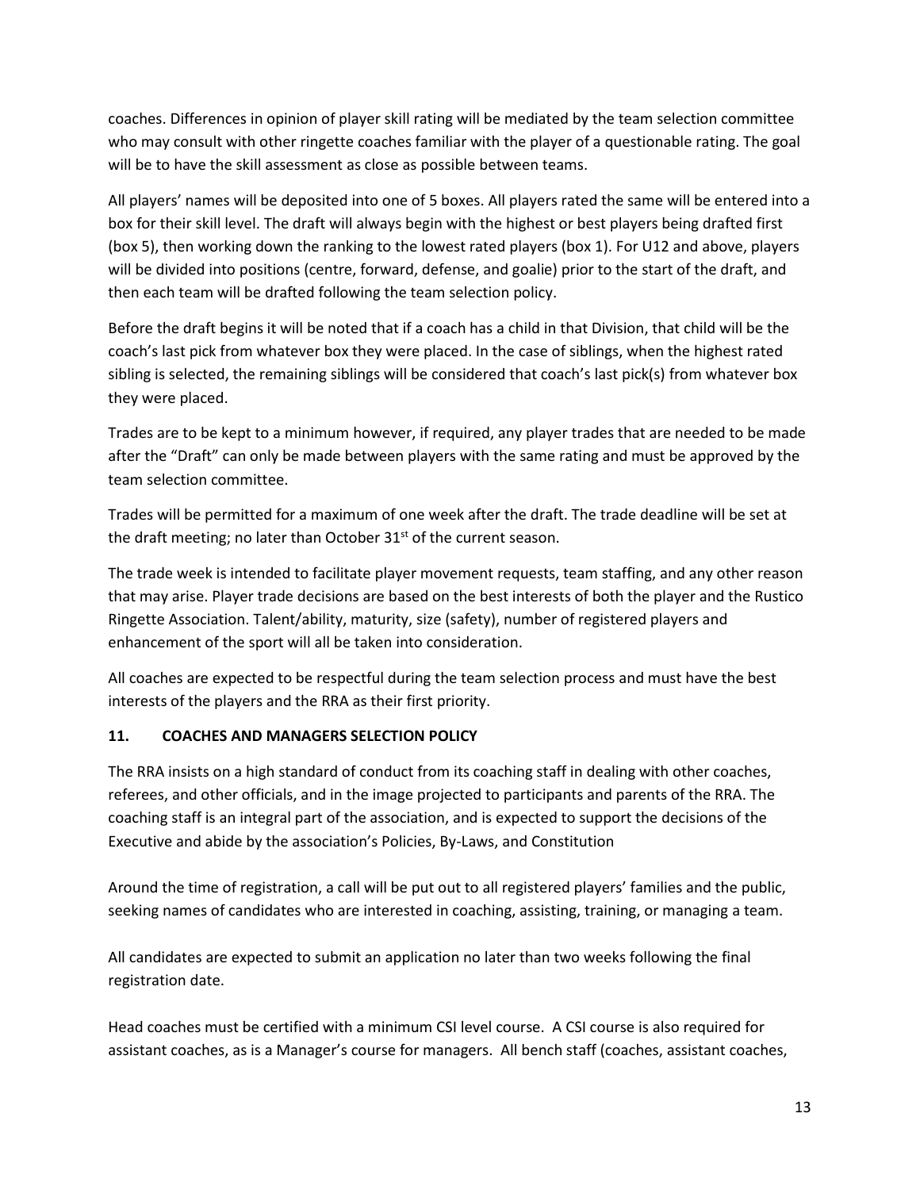coaches. Differences in opinion of player skill rating will be mediated by the team selection committee who may consult with other ringette coaches familiar with the player of a questionable rating. The goal will be to have the skill assessment as close as possible between teams.

All players' names will be deposited into one of 5 boxes. All players rated the same will be entered into a box for their skill level. The draft will always begin with the highest or best players being drafted first (box 5), then working down the ranking to the lowest rated players (box 1). For U12 and above, players will be divided into positions (centre, forward, defense, and goalie) prior to the start of the draft, and then each team will be drafted following the team selection policy.

Before the draft begins it will be noted that if a coach has a child in that Division, that child will be the coach's last pick from whatever box they were placed. In the case of siblings, when the highest rated sibling is selected, the remaining siblings will be considered that coach's last pick(s) from whatever box they were placed.

Trades are to be kept to a minimum however, if required, any player trades that are needed to be made after the "Draft" can only be made between players with the same rating and must be approved by the team selection committee.

Trades will be permitted for a maximum of one week after the draft. The trade deadline will be set at the draft meeting; no later than October 31st of the current season.

The trade week is intended to facilitate player movement requests, team staffing, and any other reason that may arise. Player trade decisions are based on the best interests of both the player and the Rustico Ringette Association. Talent/ability, maturity, size (safety), number of registered players and enhancement of the sport will all be taken into consideration.

All coaches are expected to be respectful during the team selection process and must have the best interests of the players and the RRA as their first priority.

## 11. COACHES AND MANAGERS SELECTION POLICY

The RRA insists on a high standard of conduct from its coaching staff in dealing with other coaches, referees, and other officials, and in the image projected to participants and parents of the RRA. The coaching staff is an integral part of the association, and is expected to support the decisions of the Executive and abide by the association's Policies, By-Laws, and Constitution

Around the time of registration, a call will be put out to all registered players' families and the public, seeking names of candidates who are interested in coaching, assisting, training, or managing a team.

All candidates are expected to submit an application no later than two weeks following the final registration date.

Head coaches must be certified with a minimum CSI level course. A CSI course is also required for assistant coaches, as is a Manager's course for managers. All bench staff (coaches, assistant coaches,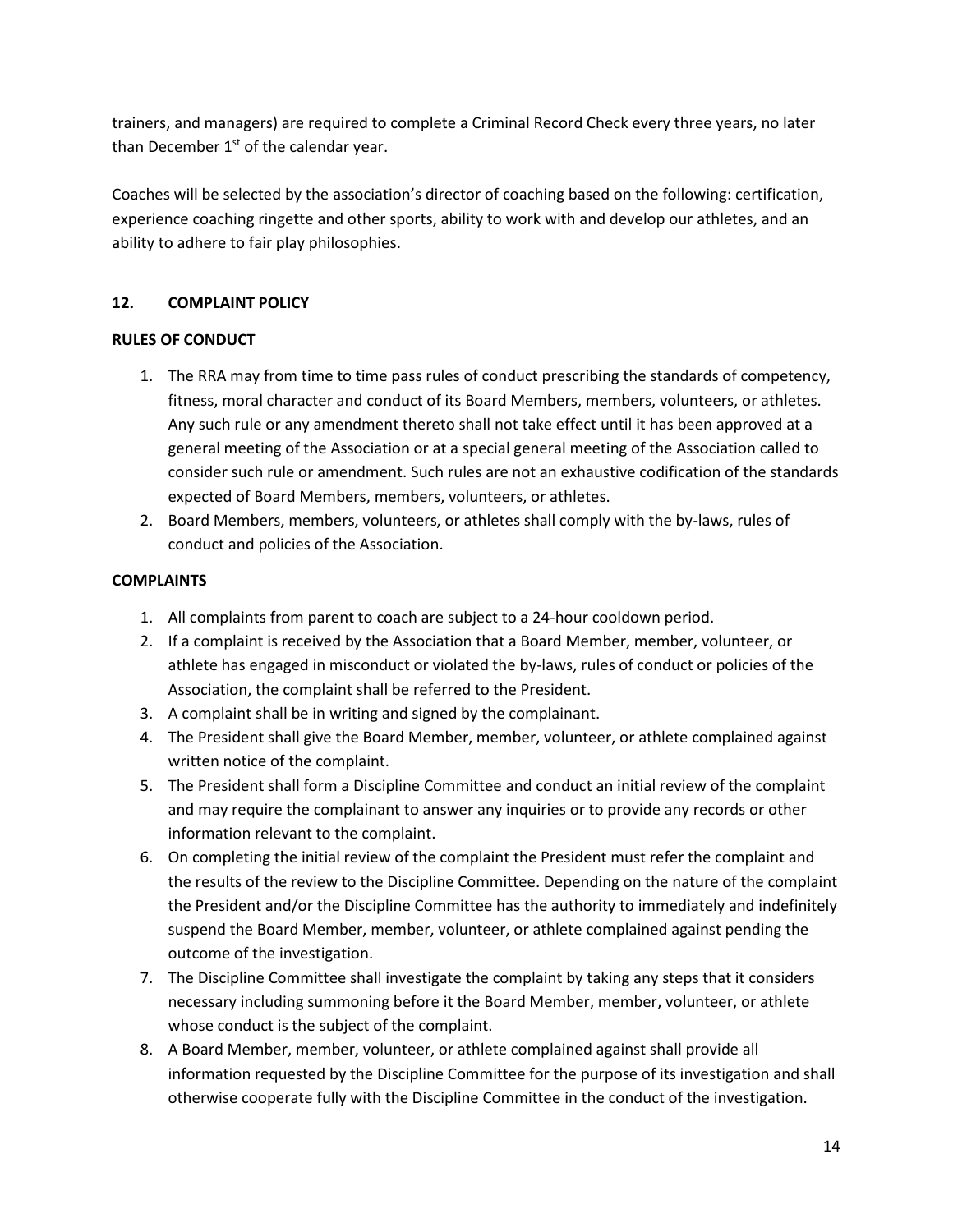trainers, and managers) are required to complete a Criminal Record Check every three years, no later than December 1st of the calendar year.

Coaches will be selected by the association's director of coaching based on the following: certification, experience coaching ringette and other sports, ability to work with and develop our athletes, and an ability to adhere to fair play philosophies.

## 12. COMPLAINT POLICY

### RULES OF CONDUCT

1. The RRA may from time to time pass rules of conduct prescribing the standards of competency, fitness, moral character and conduct of its Board Members, members, volunteers, or athletes. Any such rule or any amendment thereto shall not take effect until it has been approved at a general meeting of the Association or at a special general meeting of the Association called to consider such rule or amendment. Such rules are not an exhaustive codification of the standards expected of Board Members, members, volunteers, or athletes.
2. Board Members, members, volunteers, or athletes shall comply with the by-laws, rules of conduct and policies of the Association.

### COMPLAINTS

1. All complaints from parent to coach are subject to a 24-hour cooldown period.
2. If a complaint is received by the Association that a Board Member, member, volunteer, or athlete has engaged in misconduct or violated the by-laws, rules of conduct or policies of the Association, the complaint shall be referred to the President.
3. A complaint shall be in writing and signed by the complainant.
4. The President shall give the Board Member, member, volunteer, or athlete complained against written notice of the complaint.
5. The President shall form a Discipline Committee and conduct an initial review of the complaint and may require the complainant to answer any inquiries or to provide any records or other information relevant to the complaint.
6. On completing the initial review of the complaint the President must refer the complaint and the results of the review to the Discipline Committee. Depending on the nature of the complaint the President and/or the Discipline Committee has the authority to immediately and indefinitely suspend the Board Member, member, volunteer, or athlete complained against pending the outcome of the investigation.
7. The Discipline Committee shall investigate the complaint by taking any steps that it considers necessary including summoning before it the Board Member, member, volunteer, or athlete whose conduct is the subject of the complaint.
8. A Board Member, member, volunteer, or athlete complained against shall provide all information requested by the Discipline Committee for the purpose of its investigation and shall otherwise cooperate fully with the Discipline Committee in the conduct of the investigation.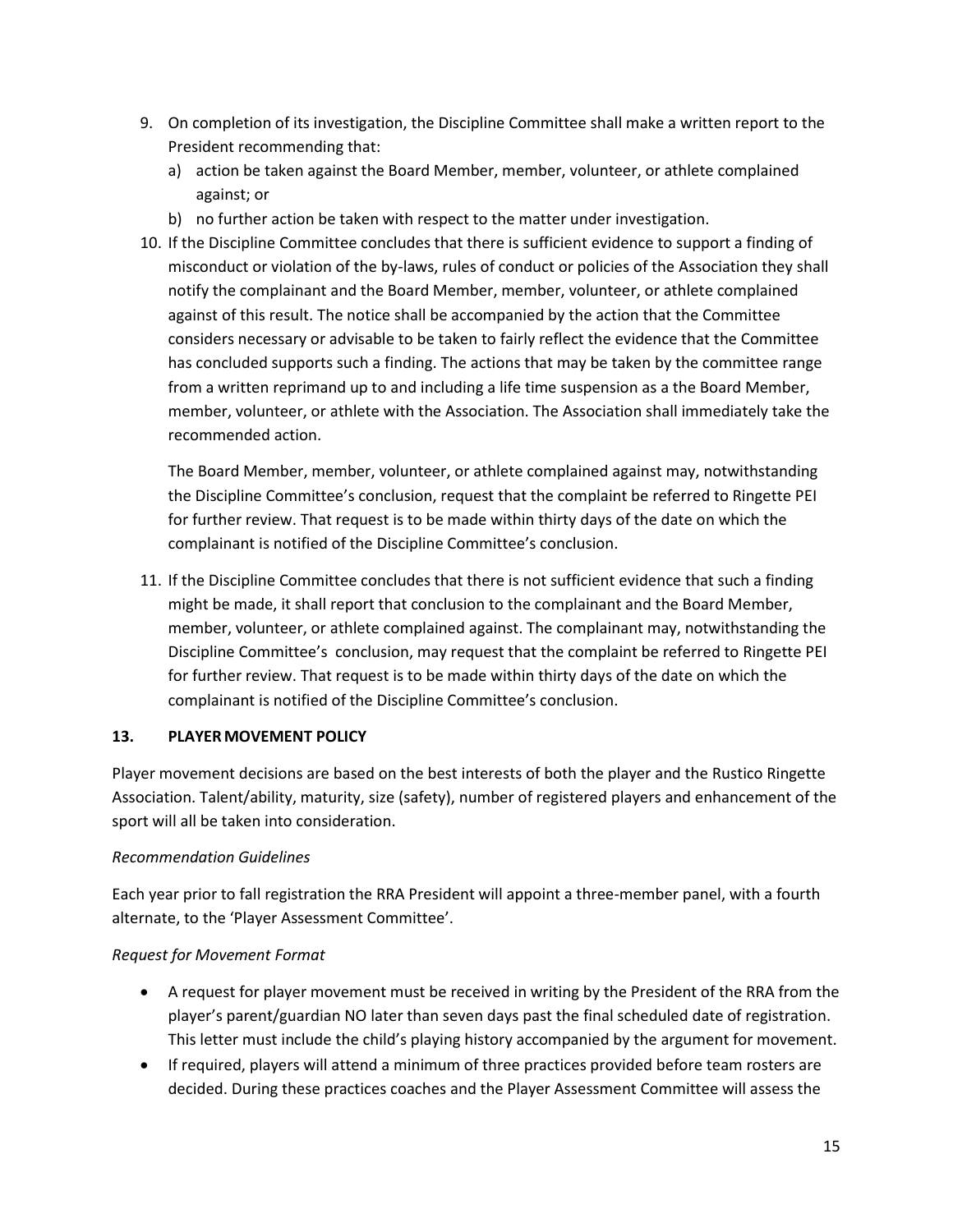9. On completion of its investigation, the Discipline Committee shall make a written report to the President recommending that:
   a) action be taken against the Board Member, member, volunteer, or athlete complained against; or
   b) no further action be taken with respect to the matter under investigation.
10. If the Discipline Committee concludes that there is sufficient evidence to support a finding of misconduct or violation of the by-laws, rules of conduct or policies of the Association they shall notify the complainant and the Board Member, member, volunteer, or athlete complained against of this result. The notice shall be accompanied by the action that the Committee considers necessary or advisable to be taken to fairly reflect the evidence that the Committee has concluded supports such a finding. The actions that may be taken by the committee range from a written reprimand up to and including a life time suspension as a the Board Member, member, volunteer, or athlete with the Association. The Association shall immediately take the recommended action.

    The Board Member, member, volunteer, or athlete complained against may, notwithstanding the Discipline Committee's conclusion, request that the complaint be referred to Ringette PEI for further review. That request is to be made within thirty days of the date on which the complainant is notified of the Discipline Committee's conclusion.

11. If the Discipline Committee concludes that there is not sufficient evidence that such a finding might be made, it shall report that conclusion to the complainant and the Board Member, member, volunteer, or athlete complained against. The complainant may, notwithstanding the Discipline Committee's conclusion, may request that the complaint be referred to Ringette PEI for further review. That request is to be made within thirty days of the date on which the complainant is notified of the Discipline Committee's conclusion.

## 13. PLAYER MOVEMENT POLICY

Player movement decisions are based on the best interests of both the player and the Rustico Ringette Association. Talent/ability, maturity, size (safety), number of registered players and enhancement of the sport will all be taken into consideration.

*Recommendation Guidelines*

Each year prior to fall registration the RRA President will appoint a three-member panel, with a fourth alternate, to the 'Player Assessment Committee'.

*Request for Movement Format*

- A request for player movement must be received in writing by the President of the RRA from the player's parent/guardian NO later than seven days past the final scheduled date of registration. This letter must include the child's playing history accompanied by the argument for movement.
- If required, players will attend a minimum of three practices provided before team rosters are decided. During these practices coaches and the Player Assessment Committee will assess the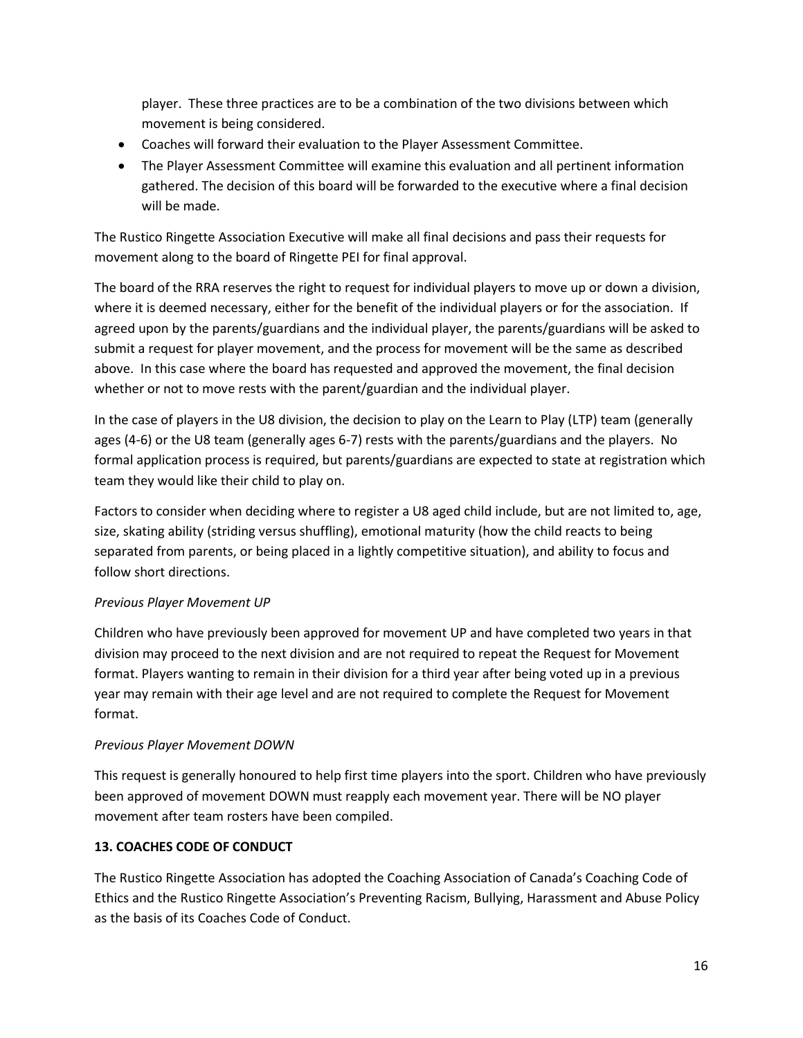player. These three practices are to be a combination of the two divisions between which movement is being considered.

- Coaches will forward their evaluation to the Player Assessment Committee.
- The Player Assessment Committee will examine this evaluation and all pertinent information gathered. The decision of this board will be forwarded to the executive where a final decision will be made.

The Rustico Ringette Association Executive will make all final decisions and pass their requests for movement along to the board of Ringette PEI for final approval.

The board of the RRA reserves the right to request for individual players to move up or down a division, where it is deemed necessary, either for the benefit of the individual players or for the association. If agreed upon by the parents/guardians and the individual player, the parents/guardians will be asked to submit a request for player movement, and the process for movement will be the same as described above. In this case where the board has requested and approved the movement, the final decision whether or not to move rests with the parent/guardian and the individual player.

In the case of players in the U8 division, the decision to play on the Learn to Play (LTP) team (generally ages (4-6) or the U8 team (generally ages 6-7) rests with the parents/guardians and the players. No formal application process is required, but parents/guardians are expected to state at registration which team they would like their child to play on.

Factors to consider when deciding where to register a U8 aged child include, but are not limited to, age, size, skating ability (striding versus shuffling), emotional maturity (how the child reacts to being separated from parents, or being placed in a lightly competitive situation), and ability to focus and follow short directions.

*Previous Player Movement UP*

Children who have previously been approved for movement UP and have completed two years in that division may proceed to the next division and are not required to repeat the Request for Movement format. Players wanting to remain in their division for a third year after being voted up in a previous year may remain with their age level and are not required to complete the Request for Movement format.

*Previous Player Movement DOWN*

This request is generally honoured to help first time players into the sport. Children who have previously been approved of movement DOWN must reapply each movement year. There will be NO player movement after team rosters have been compiled.

**13. COACHES CODE OF CONDUCT**

The Rustico Ringette Association has adopted the Coaching Association of Canada's Coaching Code of Ethics and the Rustico Ringette Association's Preventing Racism, Bullying, Harassment and Abuse Policy as the basis of its Coaches Code of Conduct.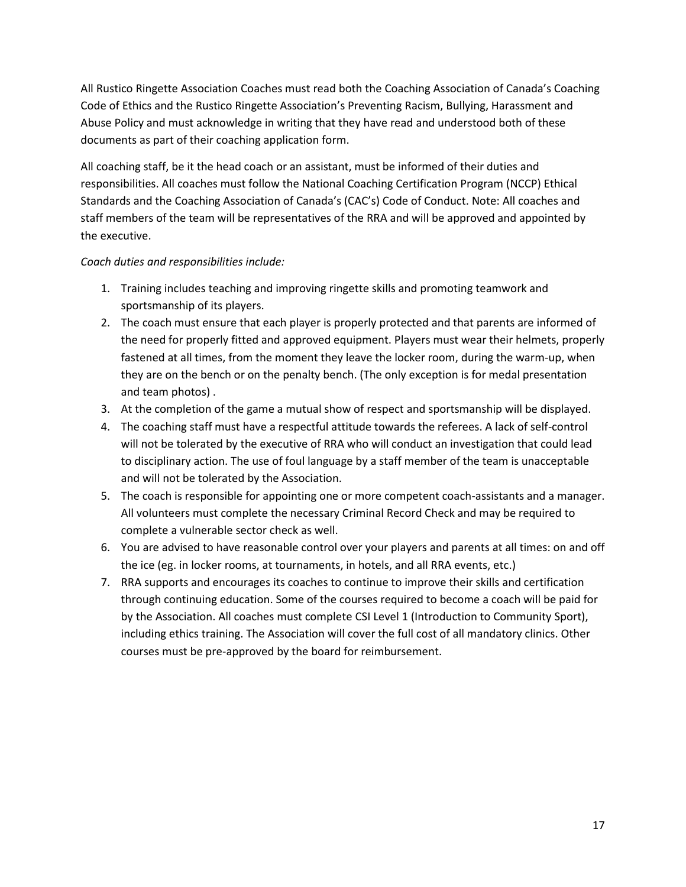All Rustico Ringette Association Coaches must read both the Coaching Association of Canada's Coaching Code of Ethics and the Rustico Ringette Association's Preventing Racism, Bullying, Harassment and Abuse Policy and must acknowledge in writing that they have read and understood both of these documents as part of their coaching application form.

All coaching staff, be it the head coach or an assistant, must be informed of their duties and responsibilities. All coaches must follow the National Coaching Certification Program (NCCP) Ethical Standards and the Coaching Association of Canada's (CAC's) Code of Conduct. Note: All coaches and staff members of the team will be representatives of the RRA and will be approved and appointed by the executive.

*Coach duties and responsibilities include:*

1. Training includes teaching and improving ringette skills and promoting teamwork and sportsmanship of its players.
2. The coach must ensure that each player is properly protected and that parents are informed of the need for properly fitted and approved equipment. Players must wear their helmets, properly fastened at all times, from the moment they leave the locker room, during the warm-up, when they are on the bench or on the penalty bench. (The only exception is for medal presentation and team photos) .
3. At the completion of the game a mutual show of respect and sportsmanship will be displayed.
4. The coaching staff must have a respectful attitude towards the referees. A lack of self-control will not be tolerated by the executive of RRA who will conduct an investigation that could lead to disciplinary action. The use of foul language by a staff member of the team is unacceptable and will not be tolerated by the Association.
5. The coach is responsible for appointing one or more competent coach-assistants and a manager. All volunteers must complete the necessary Criminal Record Check and may be required to complete a vulnerable sector check as well.
6. You are advised to have reasonable control over your players and parents at all times: on and off the ice (eg. in locker rooms, at tournaments, in hotels, and all RRA events, etc.)
7. RRA supports and encourages its coaches to continue to improve their skills and certification through continuing education. Some of the courses required to become a coach will be paid for by the Association. All coaches must complete CSI Level 1 (Introduction to Community Sport), including ethics training. The Association will cover the full cost of all mandatory clinics. Other courses must be pre-approved by the board for reimbursement.